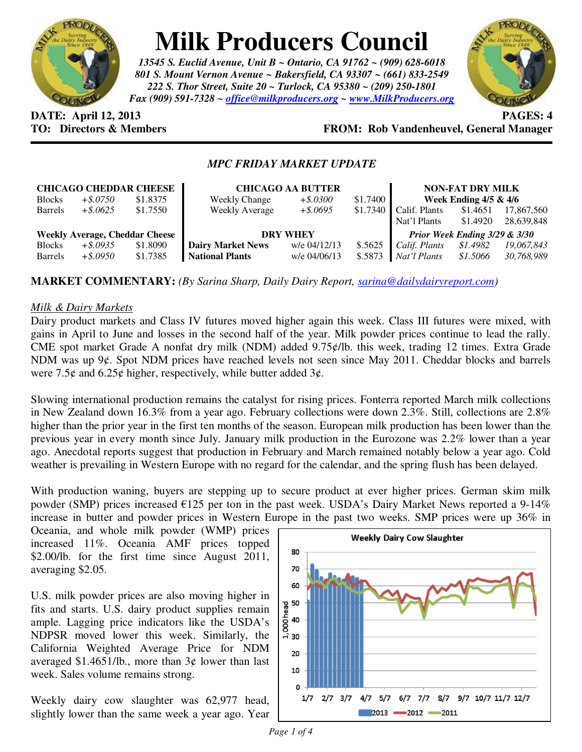# Milk Producers Council

*13545 S. Euclid Avenue, Unit B ~ Ontario, CA 91762 ~ (909) 628-6018*
*801 S. Mount Vernon Avenue ~ Bakersfield, CA 93307 ~ (661) 833-2549*
*222 S. Thor Street, Suite 20 ~ Turlock, CA 95380 ~ (209) 250-1801*
*Fax (909) 591-7328 ~ office@milkproducers.org ~ www.MilkProducers.org*

**DATE: April 12, 2013** **PAGES: 4**
**TO: Directors & Members** **FROM: Rob Vandenheuvel, General Manager**

## *MPC FRIDAY MARKET UPDATE*

| **CHICAGO CHEDDAR CHEESE** | | | **CHICAGO AA BUTTER** | | | **NON-FAT DRY MILK** | | |
|---|---|---|---|---|---|---|---|---|
| Blocks | *+$.0750* | $1.8375 | Weekly Change | *+$.0300* | $1.7400 | **Week Ending 4/5 & 4/6** | | |
| Barrels | *+$.0625* | $1.7550 | Weekly Average | *+$.0695* | $1.7340 | Calif. Plants | $1.4651 | 17,867,560 |
| | | | | | | Nat'l Plants | $1.4920 | 28,639,848 |
| **Weekly Average, Cheddar Cheese** | | | **DRY WHEY** | | | ***Prior Week Ending 3/29 & 3/30*** | | |
| Blocks | *+$.0935* | $1.8090 | **Dairy Market News** | w/e 04/12/13 | $.5625 | *Calif. Plants* | *$1.4982* | *19,067,843* |
| Barrels | *+$.0950* | $1.7385 | **National Plants** | w/e 04/06/13 | $.5873 | *Nat'l Plants* | *$1.5066* | *30,768,989* |

**MARKET COMMENTARY:** *(By Sarina Sharp, Daily Dairy Report, sarina@dailydairyreport.com)*

*Milk & Dairy Markets*

Dairy product markets and Class IV futures moved higher again this week. Class III futures were mixed, with gains in April to June and losses in the second half of the year. Milk powder prices continue to lead the rally. CME spot market Grade A nonfat dry milk (NDM) added 9.75¢/lb. this week, trading 12 times. Extra Grade NDM was up 9¢. Spot NDM prices have reached levels not seen since May 2011. Cheddar blocks and barrels were 7.5¢ and 6.25¢ higher, respectively, while butter added 3¢.

Slowing international production remains the catalyst for rising prices. Fonterra reported March milk collections in New Zealand down 16.3% from a year ago. February collections were down 2.3%. Still, collections are 2.8% higher than the prior year in the first ten months of the season. European milk production has been lower than the previous year in every month since July. January milk production in the Eurozone was 2.2% lower than a year ago. Anecdotal reports suggest that production in February and March remained notably below a year ago. Cold weather is prevailing in Western Europe with no regard for the calendar, and the spring flush has been delayed.

With production waning, buyers are stepping up to secure product at ever higher prices. German skim milk powder (SMP) prices increased €125 per ton in the past week. USDA's Dairy Market News reported a 9-14% increase in butter and powder prices in Western Europe in the past two weeks. SMP prices were up 36% in Oceania, and whole milk powder (WMP) prices increased 11%. Oceania AMF prices topped $2.00/lb. for the first time since August 2011, averaging $2.05.

U.S. milk powder prices are also moving higher in fits and starts. U.S. dairy product supplies remain ample. Lagging price indicators like the USDA's NDPSR moved lower this week. Similarly, the California Weighted Average Price for NDM averaged $1.4651/lb., more than 3¢ lower than last week. Sales volume remains strong.

Weekly dairy cow slaughter was 62,977 head, slightly lower than the same week a year ago. Year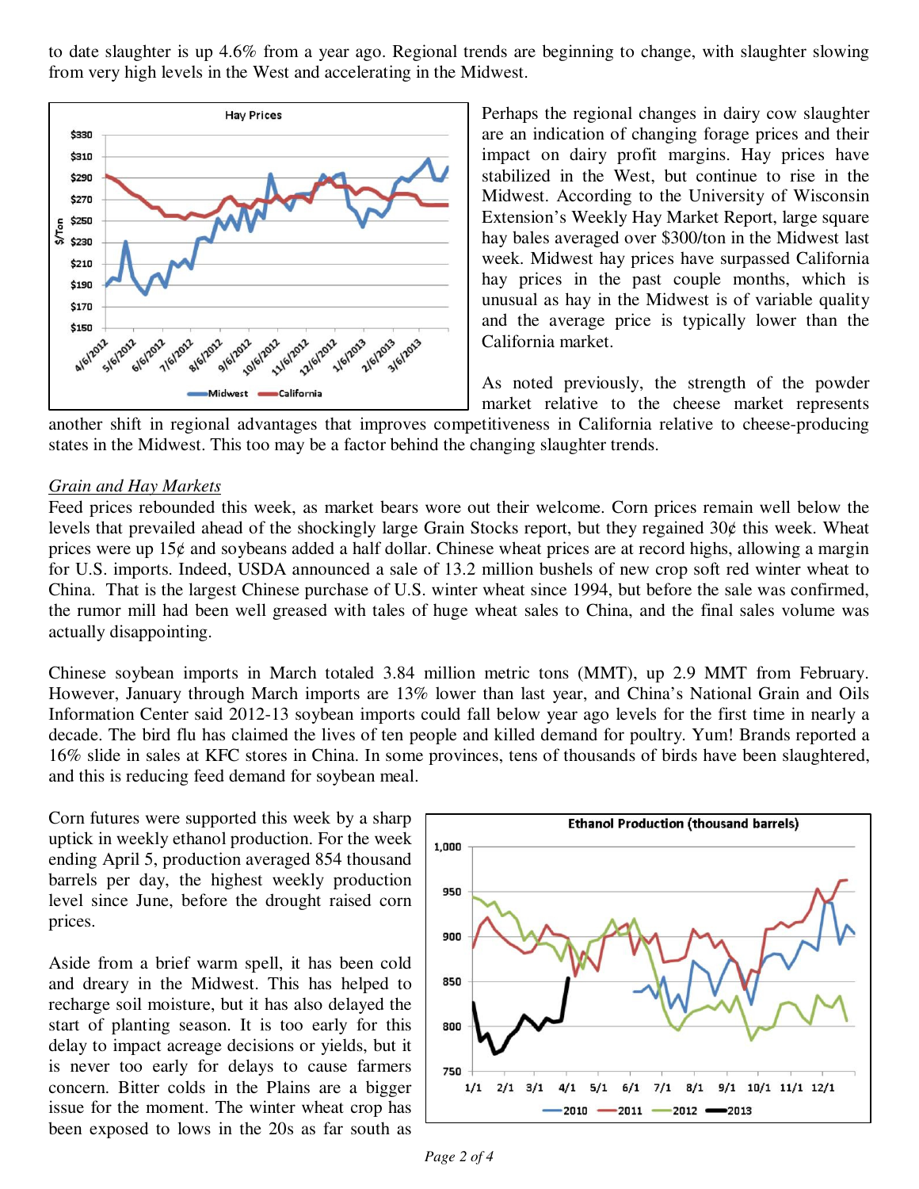to date slaughter is up 4.6% from a year ago. Regional trends are beginning to change, with slaughter slowing from very high levels in the West and accelerating in the Midwest.

Perhaps the regional changes in dairy cow slaughter are an indication of changing forage prices and their impact on dairy profit margins. Hay prices have stabilized in the West, but continue to rise in the Midwest. According to the University of Wisconsin Extension's Weekly Hay Market Report, large square hay bales averaged over $300/ton in the Midwest last week. Midwest hay prices have surpassed California hay prices in the past couple months, which is unusual as hay in the Midwest is of variable quality and the average price is typically lower than the California market.

As noted previously, the strength of the powder market relative to the cheese market represents another shift in regional advantages that improves competitiveness in California relative to cheese-producing states in the Midwest. This too may be a factor behind the changing slaughter trends.

*Grain and Hay Markets*

Feed prices rebounded this week, as market bears wore out their welcome. Corn prices remain well below the levels that prevailed ahead of the shockingly large Grain Stocks report, but they regained 30¢ this week. Wheat prices were up 15¢ and soybeans added a half dollar. Chinese wheat prices are at record highs, allowing a margin for U.S. imports. Indeed, USDA announced a sale of 13.2 million bushels of new crop soft red winter wheat to China. That is the largest Chinese purchase of U.S. winter wheat since 1994, but before the sale was confirmed, the rumor mill had been well greased with tales of huge wheat sales to China, and the final sales volume was actually disappointing.

Chinese soybean imports in March totaled 3.84 million metric tons (MMT), up 2.9 MMT from February. However, January through March imports are 13% lower than last year, and China's National Grain and Oils Information Center said 2012-13 soybean imports could fall below year ago levels for the first time in nearly a decade. The bird flu has claimed the lives of ten people and killed demand for poultry. Yum! Brands reported a 16% slide in sales at KFC stores in China. In some provinces, tens of thousands of birds have been slaughtered, and this is reducing feed demand for soybean meal.

Corn futures were supported this week by a sharp uptick in weekly ethanol production. For the week ending April 5, production averaged 854 thousand barrels per day, the highest weekly production level since June, before the drought raised corn prices.

Aside from a brief warm spell, it has been cold and dreary in the Midwest. This has helped to recharge soil moisture, but it has also delayed the start of planting season. It is too early for this delay to impact acreage decisions or yields, but it is never too early for delays to cause farmers concern. Bitter colds in the Plains are a bigger issue for the moment. The winter wheat crop has been exposed to lows in the 20s as far south as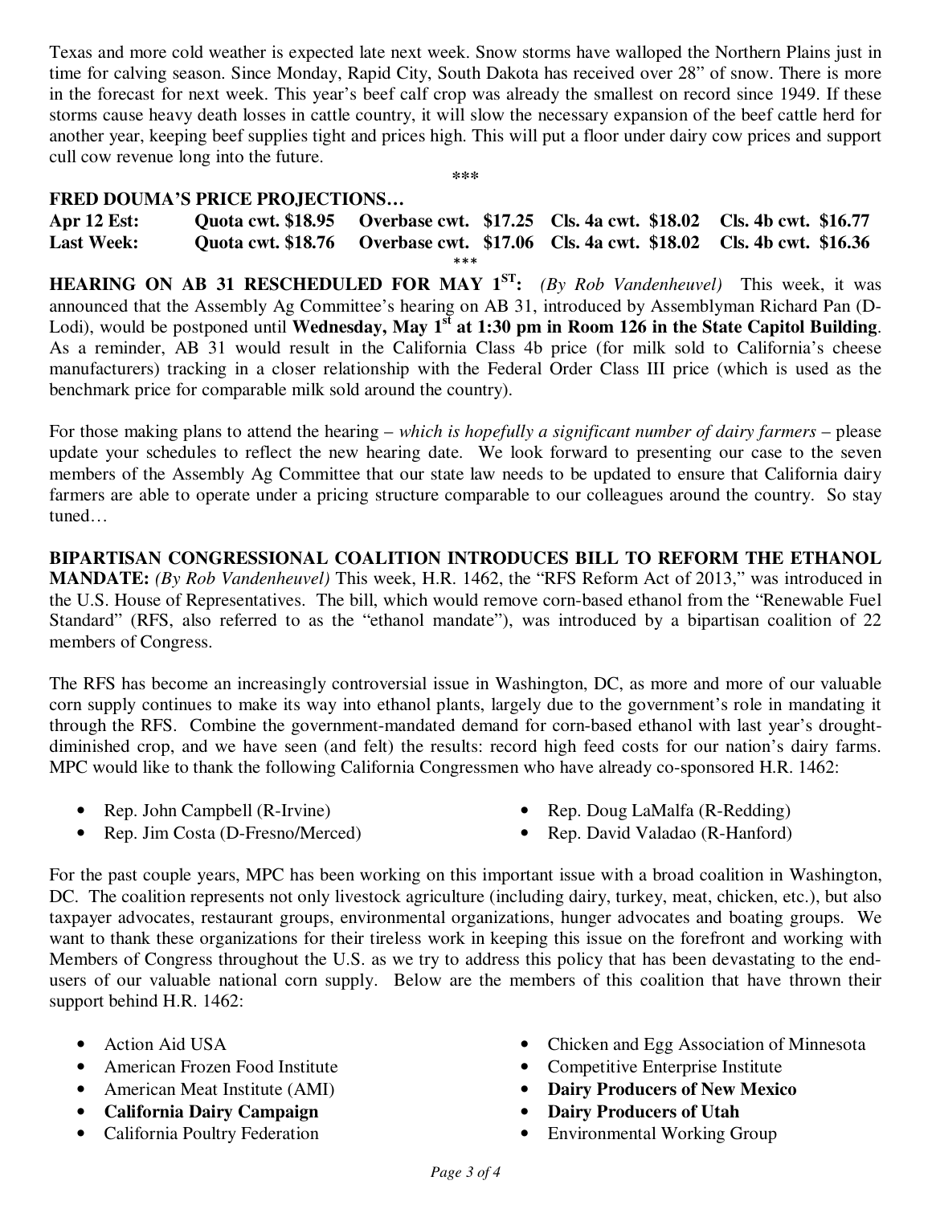Texas and more cold weather is expected late next week. Snow storms have walloped the Northern Plains just in time for calving season. Since Monday, Rapid City, South Dakota has received over 28" of snow. There is more in the forecast for next week. This year's beef calf crop was already the smallest on record since 1949. If these storms cause heavy death losses in cattle country, it will slow the necessary expansion of the beef cattle herd for another year, keeping beef supplies tight and prices high. This will put a floor under dairy cow prices and support cull cow revenue long into the future.

***

**FRED DOUMA'S PRICE PROJECTIONS…**

| | | | | |
|---|---|---|---|---|
| **Apr 12 Est:** | **Quota cwt. $18.95** | **Overbase cwt. $17.25** | **Cls. 4a cwt. $18.02** | **Cls. 4b cwt. $16.77** |
| **Last Week:** | **Quota cwt. $18.76** | **Overbase cwt. $17.06** | **Cls. 4a cwt. $18.02** | **Cls. 4b cwt. $16.36** |

***

**HEARING ON AB 31 RESCHEDULED FOR MAY 1ST:** *(By Rob Vandenheuvel)* This week, it was announced that the Assembly Ag Committee's hearing on AB 31, introduced by Assemblyman Richard Pan (D-Lodi), would be postponed until **Wednesday, May 1st at 1:30 pm in Room 126 in the State Capitol Building**. As a reminder, AB 31 would result in the California Class 4b price (for milk sold to California's cheese manufacturers) tracking in a closer relationship with the Federal Order Class III price (which is used as the benchmark price for comparable milk sold around the country).

For those making plans to attend the hearing – *which is hopefully a significant number of dairy farmers* – please update your schedules to reflect the new hearing date. We look forward to presenting our case to the seven members of the Assembly Ag Committee that our state law needs to be updated to ensure that California dairy farmers are able to operate under a pricing structure comparable to our colleagues around the country. So stay tuned…

**BIPARTISAN CONGRESSIONAL COALITION INTRODUCES BILL TO REFORM THE ETHANOL MANDATE:** *(By Rob Vandenheuvel)* This week, H.R. 1462, the "RFS Reform Act of 2013," was introduced in the U.S. House of Representatives. The bill, which would remove corn-based ethanol from the "Renewable Fuel Standard" (RFS, also referred to as the "ethanol mandate"), was introduced by a bipartisan coalition of 22 members of Congress.

The RFS has become an increasingly controversial issue in Washington, DC, as more and more of our valuable corn supply continues to make its way into ethanol plants, largely due to the government's role in mandating it through the RFS. Combine the government-mandated demand for corn-based ethanol with last year's drought-diminished crop, and we have seen (and felt) the results: record high feed costs for our nation's dairy farms. MPC would like to thank the following California Congressmen who have already co-sponsored H.R. 1462:

- Rep. John Campbell (R-Irvine)
- Rep. Jim Costa (D-Fresno/Merced)
- Rep. Doug LaMalfa (R-Redding)
- Rep. David Valadao (R-Hanford)

For the past couple years, MPC has been working on this important issue with a broad coalition in Washington, DC. The coalition represents not only livestock agriculture (including dairy, turkey, meat, chicken, etc.), but also taxpayer advocates, restaurant groups, environmental organizations, hunger advocates and boating groups. We want to thank these organizations for their tireless work in keeping this issue on the forefront and working with Members of Congress throughout the U.S. as we try to address this policy that has been devastating to the end-users of our valuable national corn supply. Below are the members of this coalition that have thrown their support behind H.R. 1462:

- Action Aid USA
- American Frozen Food Institute
- American Meat Institute (AMI)
- **California Dairy Campaign**
- California Poultry Federation
- Chicken and Egg Association of Minnesota
- Competitive Enterprise Institute
- **Dairy Producers of New Mexico**
- **Dairy Producers of Utah**
- Environmental Working Group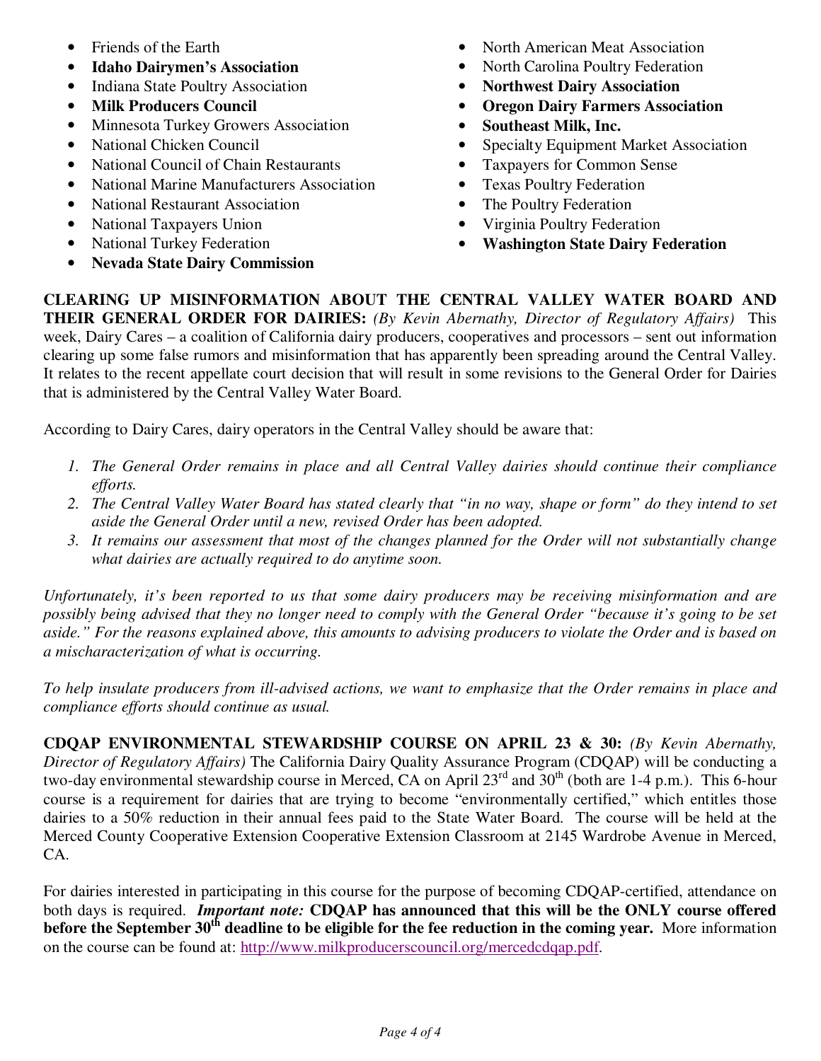- Friends of the Earth
- **Idaho Dairymen's Association**
- Indiana State Poultry Association
- **Milk Producers Council**
- Minnesota Turkey Growers Association
- National Chicken Council
- National Council of Chain Restaurants
- National Marine Manufacturers Association
- National Restaurant Association
- National Taxpayers Union
- National Turkey Federation
- **Nevada State Dairy Commission**
- North American Meat Association
- North Carolina Poultry Federation
- **Northwest Dairy Association**
- **Oregon Dairy Farmers Association**
- **Southeast Milk, Inc.**
- Specialty Equipment Market Association
- Taxpayers for Common Sense
- Texas Poultry Federation
- The Poultry Federation
- Virginia Poultry Federation
- **Washington State Dairy Federation**

**CLEARING UP MISINFORMATION ABOUT THE CENTRAL VALLEY WATER BOARD AND THEIR GENERAL ORDER FOR DAIRIES:** *(By Kevin Abernathy, Director of Regulatory Affairs)* This week, Dairy Cares – a coalition of California dairy producers, cooperatives and processors – sent out information clearing up some false rumors and misinformation that has apparently been spreading around the Central Valley. It relates to the recent appellate court decision that will result in some revisions to the General Order for Dairies that is administered by the Central Valley Water Board.

According to Dairy Cares, dairy operators in the Central Valley should be aware that:

1. *The General Order remains in place and all Central Valley dairies should continue their compliance efforts.*
2. *The Central Valley Water Board has stated clearly that "in no way, shape or form" do they intend to set aside the General Order until a new, revised Order has been adopted.*
3. *It remains our assessment that most of the changes planned for the Order will not substantially change what dairies are actually required to do anytime soon.*

*Unfortunately, it's been reported to us that some dairy producers may be receiving misinformation and are possibly being advised that they no longer need to comply with the General Order "because it's going to be set aside." For the reasons explained above, this amounts to advising producers to violate the Order and is based on a mischaracterization of what is occurring.*

*To help insulate producers from ill-advised actions, we want to emphasize that the Order remains in place and compliance efforts should continue as usual.*

**CDQAP ENVIRONMENTAL STEWARDSHIP COURSE ON APRIL 23 & 30:** *(By Kevin Abernathy, Director of Regulatory Affairs)* The California Dairy Quality Assurance Program (CDQAP) will be conducting a two-day environmental stewardship course in Merced, CA on April 23rd and 30th (both are 1-4 p.m.). This 6-hour course is a requirement for dairies that are trying to become "environmentally certified," which entitles those dairies to a 50% reduction in their annual fees paid to the State Water Board. The course will be held at the Merced County Cooperative Extension Cooperative Extension Classroom at 2145 Wardrobe Avenue in Merced, CA.

For dairies interested in participating in this course for the purpose of becoming CDQAP-certified, attendance on both days is required. ***Important note:*** **CDQAP has announced that this will be the ONLY course offered before the September 30th deadline to be eligible for the fee reduction in the coming year.** More information on the course can be found at: http://www.milkproducerscouncil.org/mercedcdqap.pdf.